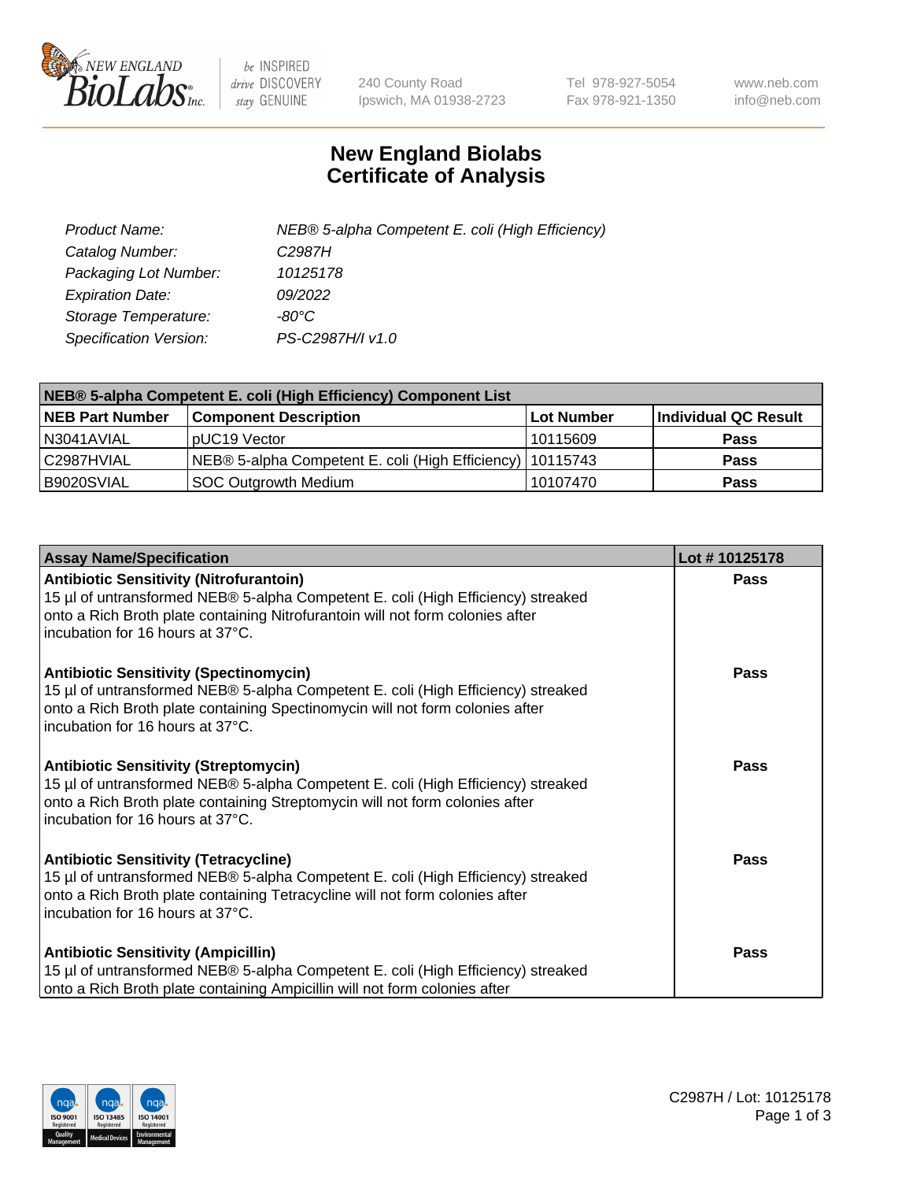# New England Biolabs Certificate of Analysis

| | |
|---|---|
| *Product Name:* | *NEB® 5-alpha Competent E. coli (High Efficiency)* |
| *Catalog Number:* | *C2987H* |
| *Packaging Lot Number:* | *10125178* |
| *Expiration Date:* | *09/2022* |
| *Storage Temperature:* | *-80°C* |
| *Specification Version:* | *PS-C2987H/I v1.0* |

| **NEB® 5-alpha Competent E. coli (High Efficiency) Component List** | | | |
|---|---|---|---|
| **NEB Part Number** | **Component Description** | **Lot Number** | **Individual QC Result** |
| N3041AVIAL | pUC19 Vector | 10115609 | **Pass** |
| C2987HVIAL | NEB® 5-alpha Competent E. coli (High Efficiency) | 10115743 | **Pass** |
| B9020SVIAL | SOC Outgrowth Medium | 10107470 | **Pass** |

| **Assay Name/Specification** | **Lot # 10125178** |
|---|---|
| **Antibiotic Sensitivity (Nitrofurantoin)**<br>15 µl of untransformed NEB® 5-alpha Competent E. coli (High Efficiency) streaked onto a Rich Broth plate containing Nitrofurantoin will not form colonies after incubation for 16 hours at 37°C. | **Pass** |
| **Antibiotic Sensitivity (Spectinomycin)**<br>15 µl of untransformed NEB® 5-alpha Competent E. coli (High Efficiency) streaked onto a Rich Broth plate containing Spectinomycin will not form colonies after incubation for 16 hours at 37°C. | **Pass** |
| **Antibiotic Sensitivity (Streptomycin)**<br>15 µl of untransformed NEB® 5-alpha Competent E. coli (High Efficiency) streaked onto a Rich Broth plate containing Streptomycin will not form colonies after incubation for 16 hours at 37°C. | **Pass** |
| **Antibiotic Sensitivity (Tetracycline)**<br>15 µl of untransformed NEB® 5-alpha Competent E. coli (High Efficiency) streaked onto a Rich Broth plate containing Tetracycline will not form colonies after incubation for 16 hours at 37°C. | **Pass** |
| **Antibiotic Sensitivity (Ampicillin)**<br>15 µl of untransformed NEB® 5-alpha Competent E. coli (High Efficiency) streaked onto a Rich Broth plate containing Ampicillin will not form colonies after | **Pass** |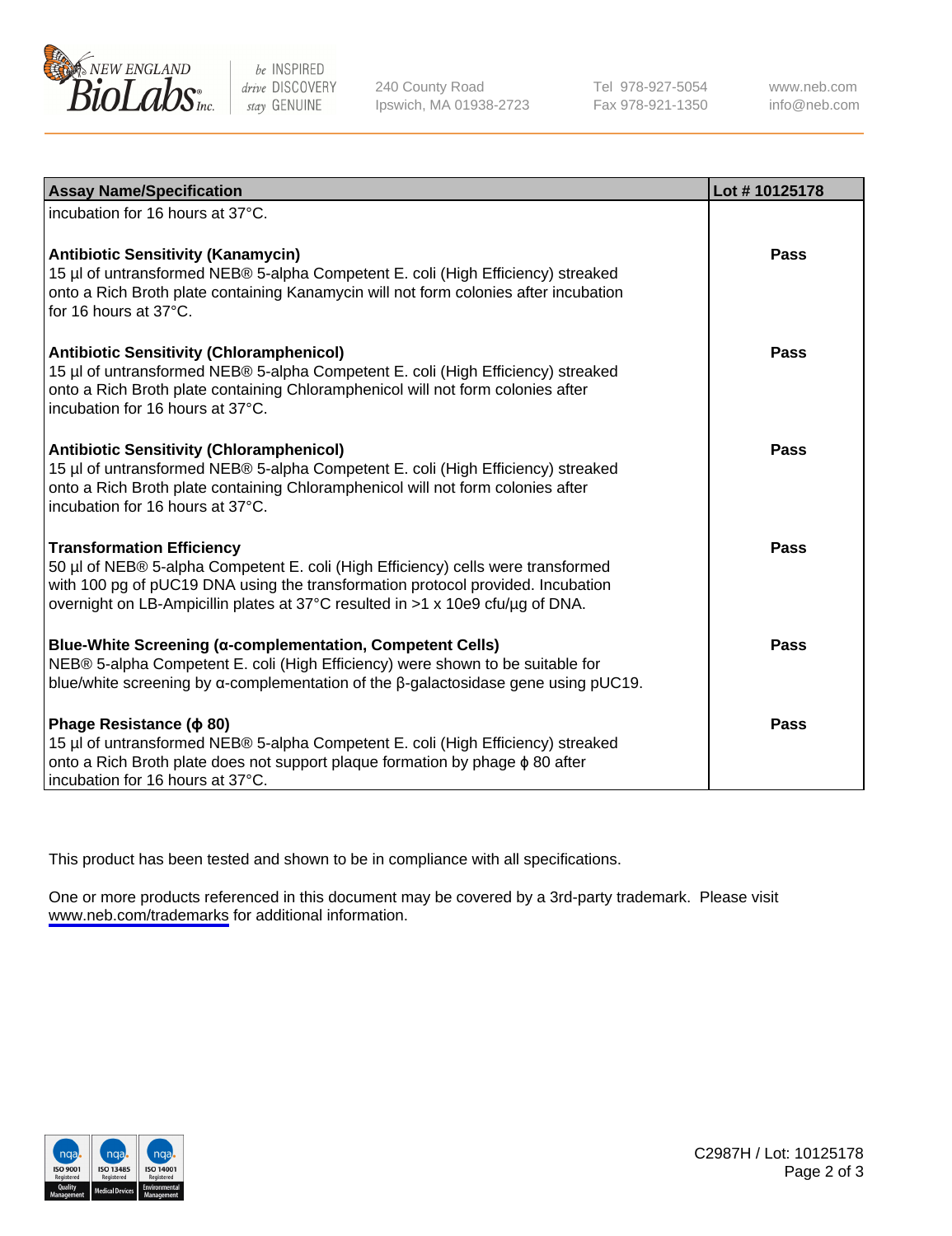| Assay Name/Specification | Lot # 10125178 |
|---|---|
| incubation for 16 hours at 37°C. | |
| **Antibiotic Sensitivity (Kanamycin)**<br>15 µl of untransformed NEB® 5-alpha Competent E. coli (High Efficiency) streaked onto a Rich Broth plate containing Kanamycin will not form colonies after incubation for 16 hours at 37°C. | **Pass** |
| **Antibiotic Sensitivity (Chloramphenicol)**<br>15 µl of untransformed NEB® 5-alpha Competent E. coli (High Efficiency) streaked onto a Rich Broth plate containing Chloramphenicol will not form colonies after incubation for 16 hours at 37°C. | **Pass** |
| **Antibiotic Sensitivity (Chloramphenicol)**<br>15 µl of untransformed NEB® 5-alpha Competent E. coli (High Efficiency) streaked onto a Rich Broth plate containing Chloramphenicol will not form colonies after incubation for 16 hours at 37°C. | **Pass** |
| **Transformation Efficiency**<br>50 µl of NEB® 5-alpha Competent E. coli (High Efficiency) cells were transformed with 100 pg of pUC19 DNA using the transformation protocol provided. Incubation overnight on LB-Ampicillin plates at 37°C resulted in >1 x 10e9 cfu/µg of DNA. | **Pass** |
| **Blue-White Screening (α-complementation, Competent Cells)**<br>NEB® 5-alpha Competent E. coli (High Efficiency) were shown to be suitable for blue/white screening by α-complementation of the β-galactosidase gene using pUC19. | **Pass** |
| **Phage Resistance (ϕ 80)**<br>15 µl of untransformed NEB® 5-alpha Competent E. coli (High Efficiency) streaked onto a Rich Broth plate does not support plaque formation by phage ϕ 80 after incubation for 16 hours at 37°C. | **Pass** |

This product has been tested and shown to be in compliance with all specifications.

One or more products referenced in this document may be covered by a 3rd-party trademark. Please visit www.neb.com/trademarks for additional information.

C2987H / Lot: 10125178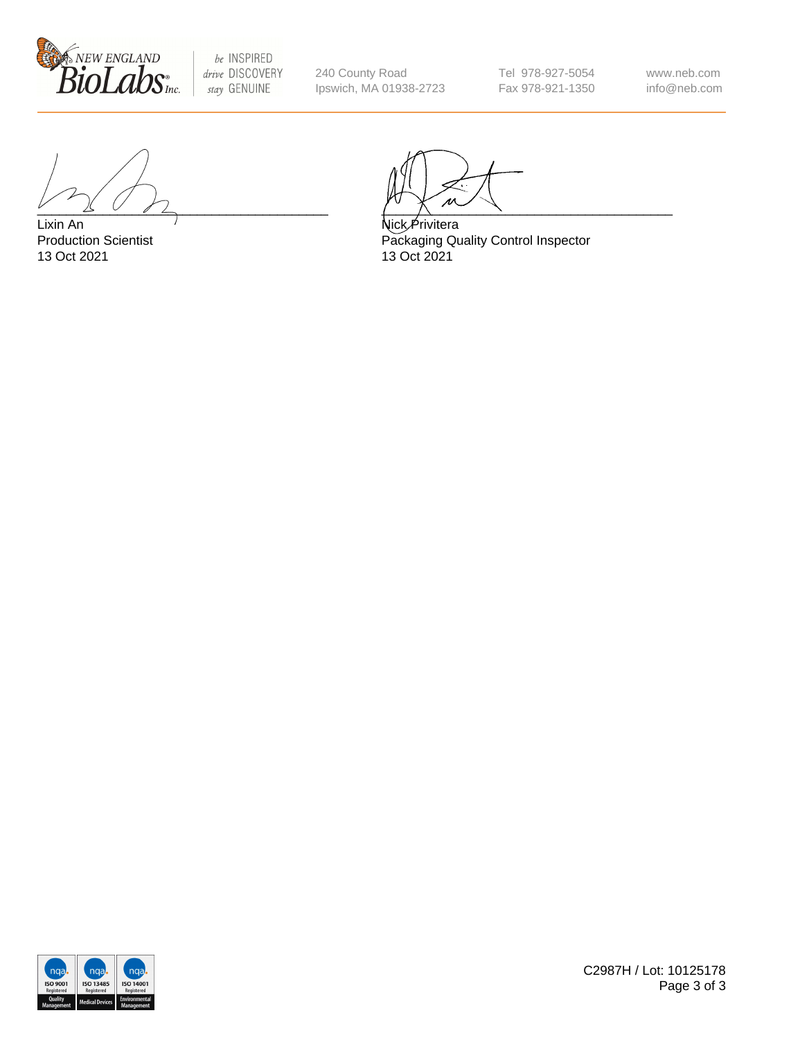NEW ENGLAND BioLabs Inc.

be INSPIRED
drive DISCOVERY
stay GENUINE

240 County Road
Ipswich, MA 01938-2723

Tel 978-927-5054
Fax 978-921-1350

www.neb.com
info@neb.com

Lixin An
Production Scientist
13 Oct 2021

Nick Privitera
Packaging Quality Control Inspector
13 Oct 2021

nqa ISO 9001 Registered Quality Management | nqa ISO 13485 Registered Medical Devices | nqa ISO 14001 Registered Environmental Management

C2987H / Lot: 10125178